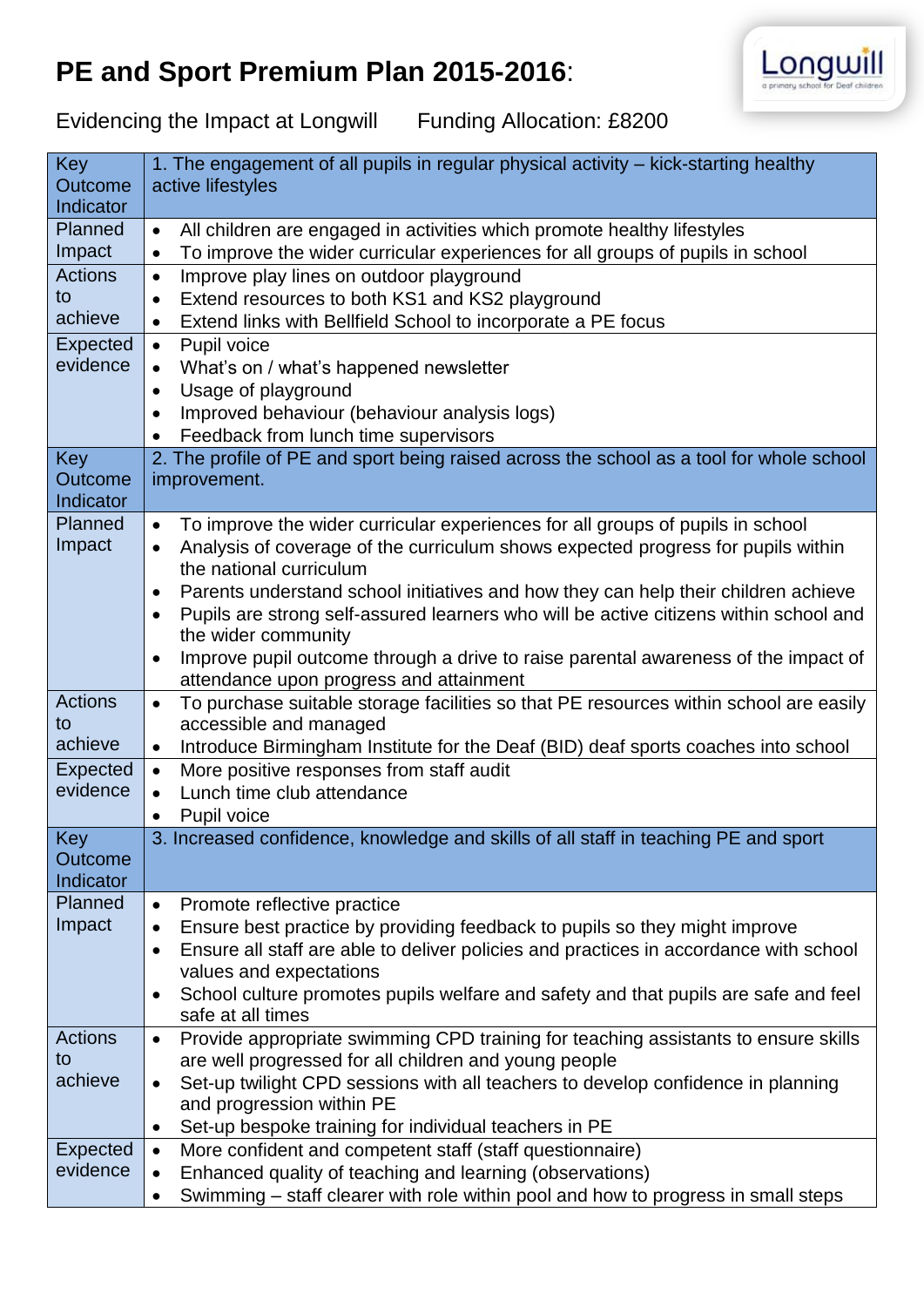# PE and Sport Premium Plan 2015-2016:

Longwill
a primary school for Deaf children

Evidencing the Impact at Longwill Funding Allocation: £8200

| Key Outcome Indicator | 1. The engagement of all pupils in regular physical activity – kick-starting healthy active lifestyles |
|---|---|
| Planned Impact | • All children are engaged in activities which promote healthy lifestyles<br>• To improve the wider curricular experiences for all groups of pupils in school |
| Actions to achieve | • Improve play lines on outdoor playground<br>• Extend resources to both KS1 and KS2 playground<br>• Extend links with Bellfield School to incorporate a PE focus |
| Expected evidence | • Pupil voice<br>• What's on / what's happened newsletter<br>• Usage of playground<br>• Improved behaviour (behaviour analysis logs)<br>• Feedback from lunch time supervisors |
| Key Outcome Indicator | 2. The profile of PE and sport being raised across the school as a tool for whole school improvement. |
| Planned Impact | • To improve the wider curricular experiences for all groups of pupils in school<br>• Analysis of coverage of the curriculum shows expected progress for pupils within the national curriculum<br>• Parents understand school initiatives and how they can help their children achieve<br>• Pupils are strong self-assured learners who will be active citizens within school and the wider community<br>• Improve pupil outcome through a drive to raise parental awareness of the impact of attendance upon progress and attainment |
| Actions to achieve | • To purchase suitable storage facilities so that PE resources within school are easily accessible and managed<br>• Introduce Birmingham Institute for the Deaf (BID) deaf sports coaches into school |
| Expected evidence | • More positive responses from staff audit<br>• Lunch time club attendance<br>• Pupil voice |
| Key Outcome Indicator | 3. Increased confidence, knowledge and skills of all staff in teaching PE and sport |
| Planned Impact | • Promote reflective practice<br>• Ensure best practice by providing feedback to pupils so they might improve<br>• Ensure all staff are able to deliver policies and practices in accordance with school values and expectations<br>• School culture promotes pupils welfare and safety and that pupils are safe and feel safe at all times |
| Actions to achieve | • Provide appropriate swimming CPD training for teaching assistants to ensure skills are well progressed for all children and young people<br>• Set-up twilight CPD sessions with all teachers to develop confidence in planning and progression within PE<br>• Set-up bespoke training for individual teachers in PE |
| Expected evidence | • More confident and competent staff (staff questionnaire)<br>• Enhanced quality of teaching and learning (observations)<br>• Swimming – staff clearer with role within pool and how to progress in small steps |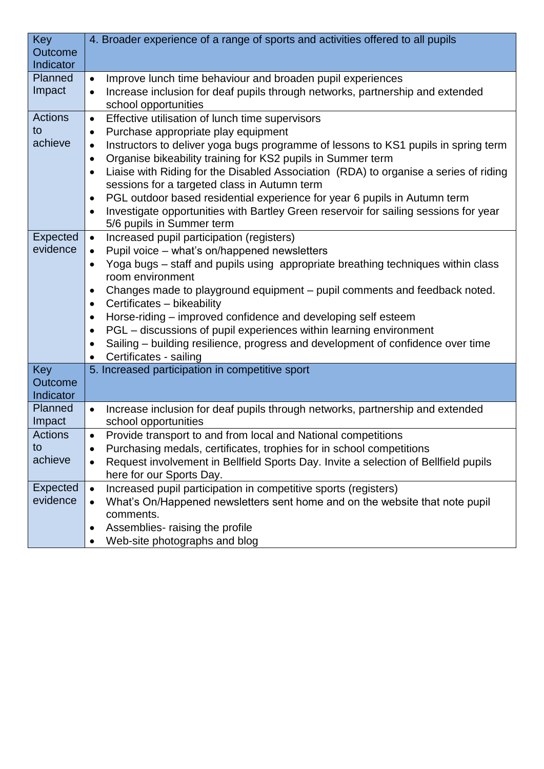| | |
|---|---|
| Key Outcome Indicator | 4. Broader experience of a range of sports and activities offered to all pupils |
| Planned Impact | • Improve lunch time behaviour and broaden pupil experiences<br>• Increase inclusion for deaf pupils through networks, partnership and extended school opportunities |
| Actions to achieve | • Effective utilisation of lunch time supervisors<br>• Purchase appropriate play equipment<br>• Instructors to deliver yoga bugs programme of lessons to KS1 pupils in spring term<br>• Organise bikeability training for KS2 pupils in Summer term<br>• Liaise with Riding for the Disabled Association (RDA) to organise a series of riding sessions for a targeted class in Autumn term<br>• PGL outdoor based residential experience for year 6 pupils in Autumn term<br>• Investigate opportunities with Bartley Green reservoir for sailing sessions for year 5/6 pupils in Summer term |
| Expected evidence | • Increased pupil participation (registers)<br>• Pupil voice – what's on/happened newsletters<br>• Yoga bugs – staff and pupils using appropriate breathing techniques within class room environment<br>• Changes made to playground equipment – pupil comments and feedback noted.<br>• Certificates – bikeability<br>• Horse-riding – improved confidence and developing self esteem<br>• PGL – discussions of pupil experiences within learning environment<br>• Sailing – building resilience, progress and development of confidence over time<br>• Certificates - sailing |
| Key Outcome Indicator | 5. Increased participation in competitive sport |
| Planned Impact | • Increase inclusion for deaf pupils through networks, partnership and extended school opportunities |
| Actions to achieve | • Provide transport to and from local and National competitions<br>• Purchasing medals, certificates, trophies for in school competitions<br>• Request involvement in Bellfield Sports Day. Invite a selection of Bellfield pupils here for our Sports Day. |
| Expected evidence | • Increased pupil participation in competitive sports (registers)<br>• What's On/Happened newsletters sent home and on the website that note pupil comments.<br>• Assemblies- raising the profile<br>• Web-site photographs and blog |